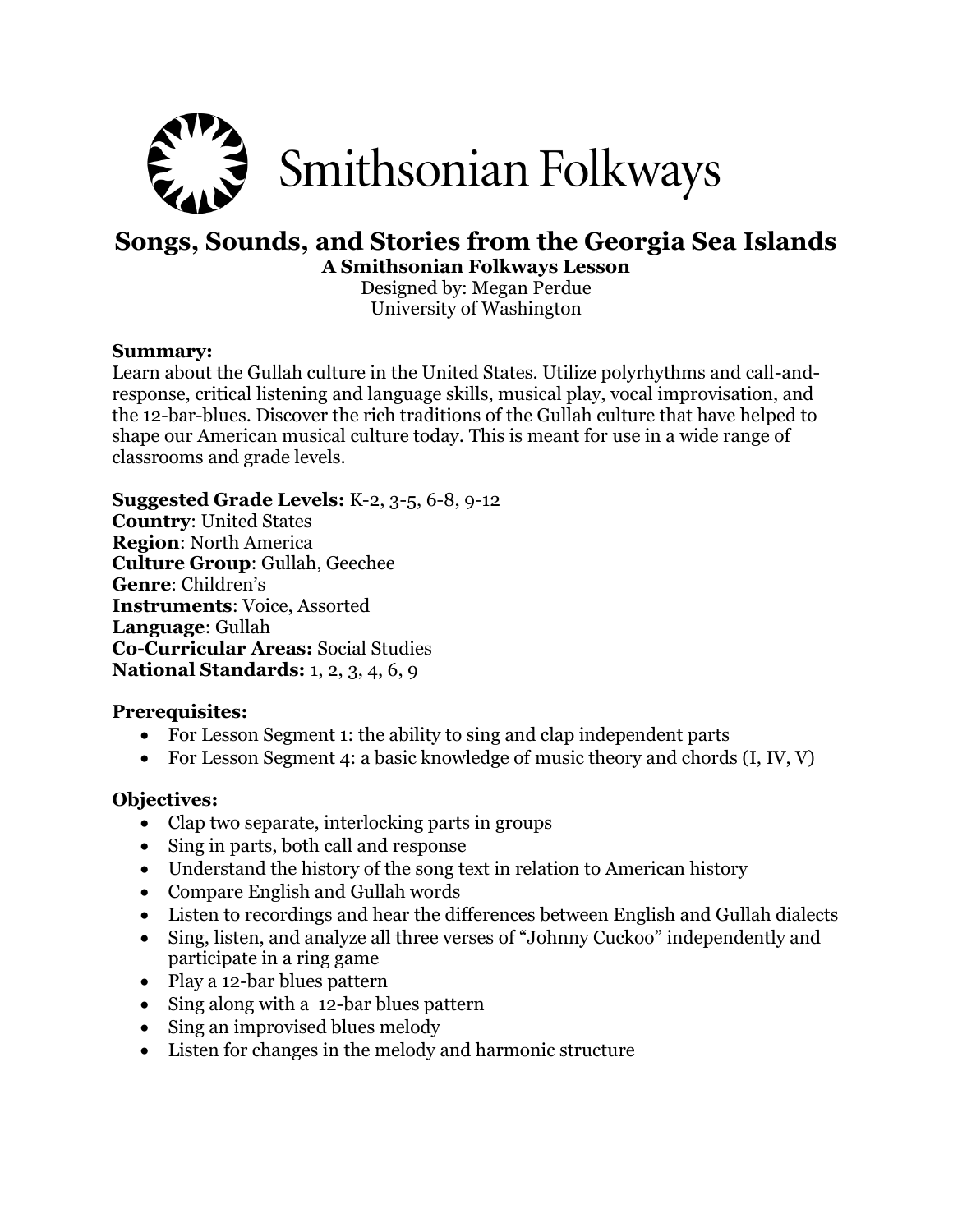Smithsonian Folkways

# Songs, Sounds, and Stories from the Georgia Sea Islands

**A Smithsonian Folkways Lesson**

Designed by: Megan Perdue
University of Washington

**Summary:**
Learn about the Gullah culture in the United States. Utilize polyrhythms and call-and-response, critical listening and language skills, musical play, vocal improvisation, and the 12-bar-blues. Discover the rich traditions of the Gullah culture that have helped to shape our American musical culture today. This is meant for use in a wide range of classrooms and grade levels.

**Suggested Grade Levels:** K-2, 3-5, 6-8, 9-12
**Country**: United States
**Region**: North America
**Culture Group**: Gullah, Geechee
**Genre**: Children's
**Instruments**: Voice, Assorted
**Language**: Gullah
**Co-Curricular Areas:** Social Studies
**National Standards:** 1, 2, 3, 4, 6, 9

**Prerequisites:**

- For Lesson Segment 1: the ability to sing and clap independent parts
- For Lesson Segment 4: a basic knowledge of music theory and chords (I, IV, V)

**Objectives:**

- Clap two separate, interlocking parts in groups
- Sing in parts, both call and response
- Understand the history of the song text in relation to American history
- Compare English and Gullah words
- Listen to recordings and hear the differences between English and Gullah dialects
- Sing, listen, and analyze all three verses of "Johnny Cuckoo" independently and participate in a ring game
- Play a 12-bar blues pattern
- Sing along with a 12-bar blues pattern
- Sing an improvised blues melody
- Listen for changes in the melody and harmonic structure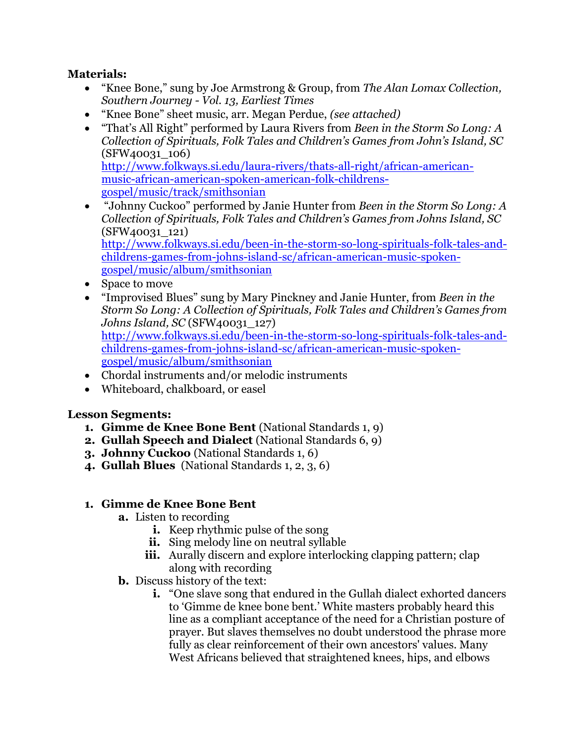**Materials:**

- "Knee Bone," sung by Joe Armstrong & Group, from *The Alan Lomax Collection, Southern Journey - Vol. 13, Earliest Times*
- "Knee Bone" sheet music, arr. Megan Perdue, *(see attached)*
- "That's All Right" performed by Laura Rivers from *Been in the Storm So Long: A Collection of Spirituals, Folk Tales and Children's Games from John's Island, SC* (SFW40031_106) [http://www.folkways.si.edu/laura-rivers/thats-all-right/african-american-music-african-american-spoken-american-folk-childrens-gospel/music/track/smithsonian](http://www.folkways.si.edu/laura-rivers/thats-all-right/african-american-music-african-american-spoken-american-folk-childrens-gospel/music/track/smithsonian)
- "Johnny Cuckoo" performed by Janie Hunter from *Been in the Storm So Long: A Collection of Spirituals, Folk Tales and Children's Games from Johns Island, SC* (SFW40031_121) [http://www.folkways.si.edu/been-in-the-storm-so-long-spirituals-folk-tales-and-childrens-games-from-johns-island-sc/african-american-music-spoken-gospel/music/album/smithsonian](http://www.folkways.si.edu/been-in-the-storm-so-long-spirituals-folk-tales-and-childrens-games-from-johns-island-sc/african-american-music-spoken-gospel/music/album/smithsonian)
- Space to move
- "Improvised Blues" sung by Mary Pinckney and Janie Hunter, from *Been in the Storm So Long: A Collection of Spirituals, Folk Tales and Children's Games from Johns Island, SC* (SFW40031_127) [http://www.folkways.si.edu/been-in-the-storm-so-long-spirituals-folk-tales-and-childrens-games-from-johns-island-sc/african-american-music-spoken-gospel/music/album/smithsonian](http://www.folkways.si.edu/been-in-the-storm-so-long-spirituals-folk-tales-and-childrens-games-from-johns-island-sc/african-american-music-spoken-gospel/music/album/smithsonian)
- Chordal instruments and/or melodic instruments
- Whiteboard, chalkboard, or easel

**Lesson Segments:**

1. **Gimme de Knee Bone Bent** (National Standards 1, 9)
2. **Gullah Speech and Dialect** (National Standards 6, 9)
3. **Johnny Cuckoo** (National Standards 1, 6)
4. **Gullah Blues** (National Standards 1, 2, 3, 6)

1. **Gimme de Knee Bone Bent**
   a. Listen to recording
      i. Keep rhythmic pulse of the song
      ii. Sing melody line on neutral syllable
      iii. Aurally discern and explore interlocking clapping pattern; clap along with recording
   b. Discuss history of the text:
      i. "One slave song that endured in the Gullah dialect exhorted dancers to 'Gimme de knee bone bent.' White masters probably heard this line as a compliant acceptance of the need for a Christian posture of prayer. But slaves themselves no doubt understood the phrase more fully as clear reinforcement of their own ancestors' values. Many West Africans believed that straightened knees, hips, and elbows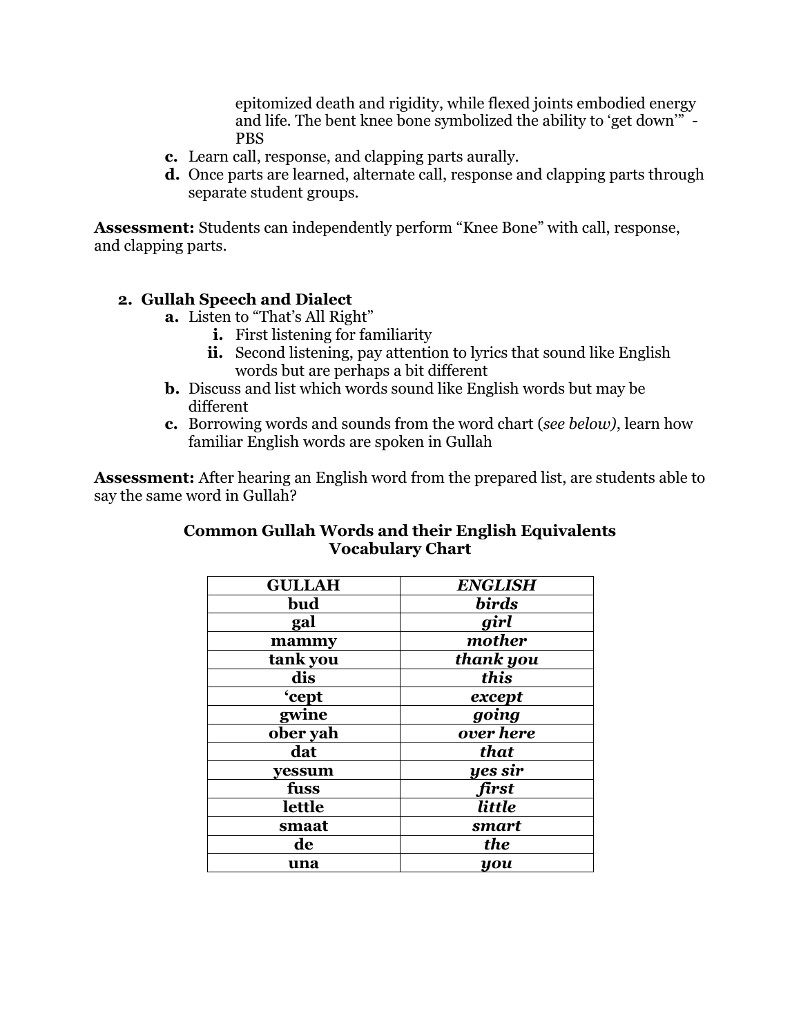epitomized death and rigidity, while flexed joints embodied energy and life. The bent knee bone symbolized the ability to 'get down'" - PBS

**c.** Learn call, response, and clapping parts aurally.

**d.** Once parts are learned, alternate call, response and clapping parts through separate student groups.

**Assessment:** Students can independently perform "Knee Bone" with call, response, and clapping parts.

**2. Gullah Speech and Dialect**

- **a.** Listen to "That's All Right"
  - **i.** First listening for familiarity
  - **ii.** Second listening, pay attention to lyrics that sound like English words but are perhaps a bit different
- **b.** Discuss and list which words sound like English words but may be different
- **c.** Borrowing words and sounds from the word chart (*see below)*, learn how familiar English words are spoken in Gullah

**Assessment:** After hearing an English word from the prepared list, are students able to say the same word in Gullah?

**Common Gullah Words and their English Equivalents**
**Vocabulary Chart**

| GULLAH | *ENGLISH* |
|---|---|
| **bud** | ***birds*** |
| **gal** | ***girl*** |
| **mammy** | ***mother*** |
| **tank you** | ***thank you*** |
| **dis** | ***this*** |
| **'cept** | ***except*** |
| **gwine** | ***going*** |
| **ober yah** | ***over here*** |
| **dat** | ***that*** |
| **yessum** | ***yes sir*** |
| **fuss** | ***first*** |
| **lettle** | ***little*** |
| **smaat** | ***smart*** |
| **de** | ***the*** |
| **una** | ***you*** |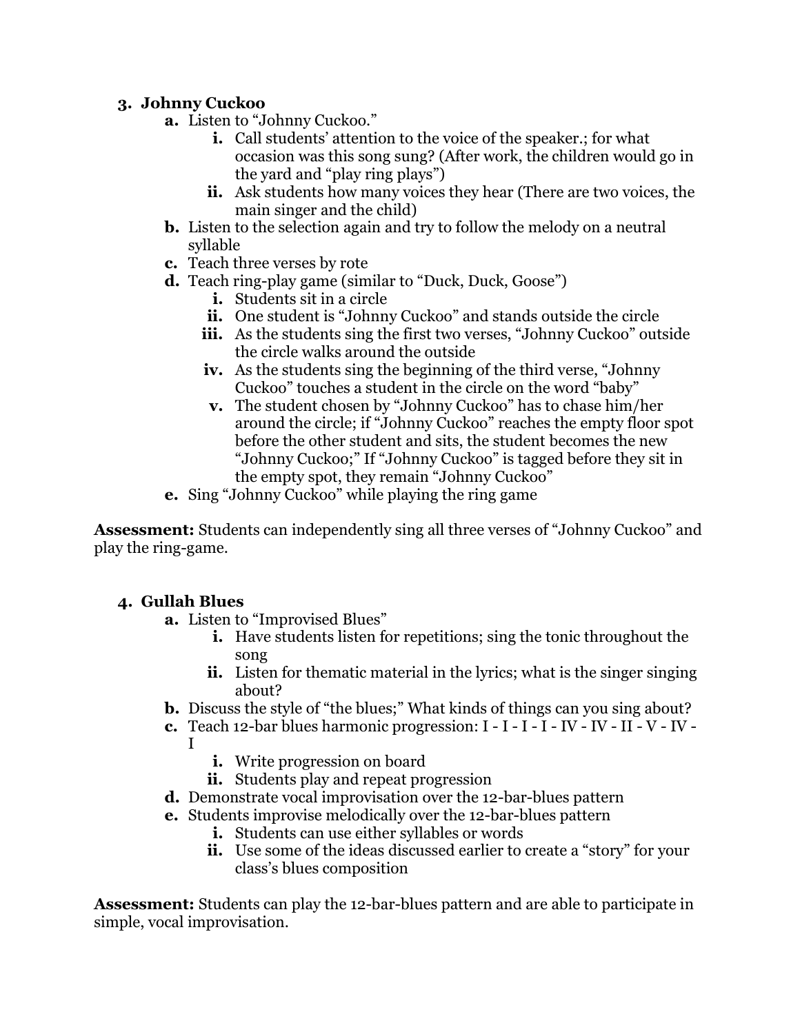3. **Johnny Cuckoo**
    a. Listen to "Johnny Cuckoo."
        i. Call students' attention to the voice of the speaker.; for what occasion was this song sung? (After work, the children would go in the yard and "play ring plays")
        ii. Ask students how many voices they hear (There are two voices, the main singer and the child)
    b. Listen to the selection again and try to follow the melody on a neutral syllable
    c. Teach three verses by rote
    d. Teach ring-play game (similar to "Duck, Duck, Goose")
        i. Students sit in a circle
        ii. One student is "Johnny Cuckoo" and stands outside the circle
        iii. As the students sing the first two verses, "Johnny Cuckoo" outside the circle walks around the outside
        iv. As the students sing the beginning of the third verse, "Johnny Cuckoo" touches a student in the circle on the word "baby"
        v. The student chosen by "Johnny Cuckoo" has to chase him/her around the circle; if "Johnny Cuckoo" reaches the empty floor spot before the other student and sits, the student becomes the new "Johnny Cuckoo;" If "Johnny Cuckoo" is tagged before they sit in the empty spot, they remain "Johnny Cuckoo"
    e. Sing "Johnny Cuckoo" while playing the ring game

**Assessment:** Students can independently sing all three verses of "Johnny Cuckoo" and play the ring-game.

4. **Gullah Blues**
    a. Listen to "Improvised Blues"
        i. Have students listen for repetitions; sing the tonic throughout the song
        ii. Listen for thematic material in the lyrics; what is the singer singing about?
    b. Discuss the style of "the blues;" What kinds of things can you sing about?
    c. Teach 12-bar blues harmonic progression: I - I - I - I - IV - IV - II - V - IV - I
        i. Write progression on board
        ii. Students play and repeat progression
    d. Demonstrate vocal improvisation over the 12-bar-blues pattern
    e. Students improvise melodically over the 12-bar-blues pattern
        i. Students can use either syllables or words
        ii. Use some of the ideas discussed earlier to create a "story" for your class's blues composition

**Assessment:** Students can play the 12-bar-blues pattern and are able to participate in simple, vocal improvisation.